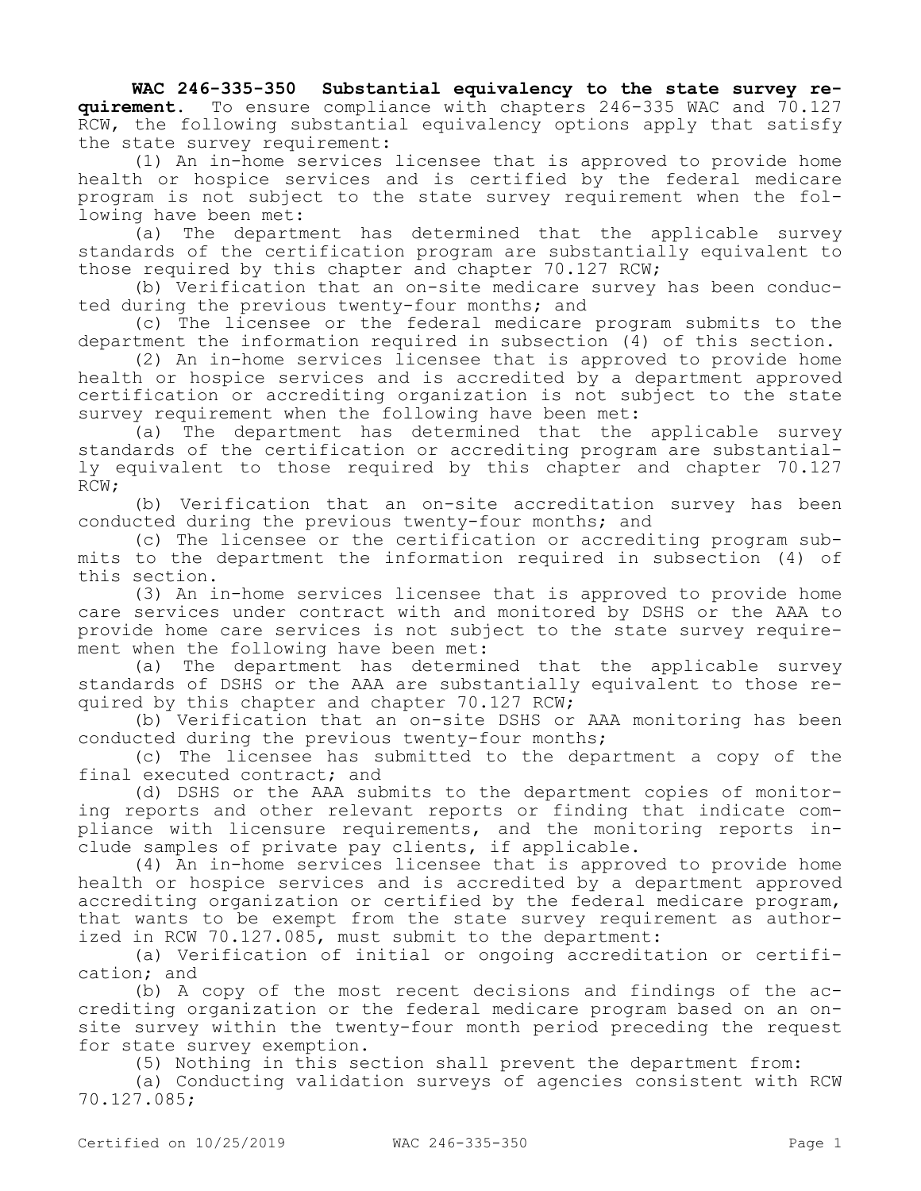**WAC 246-335-350 Substantial equivalency to the state survey requirement.** To ensure compliance with chapters 246-335 WAC and 70.127 RCW, the following substantial equivalency options apply that satisfy the state survey requirement:

(1) An in-home services licensee that is approved to provide home health or hospice services and is certified by the federal medicare program is not subject to the state survey requirement when the following have been met:

(a) The department has determined that the applicable survey standards of the certification program are substantially equivalent to those required by this chapter and chapter 70.127 RCW;

(b) Verification that an on-site medicare survey has been conducted during the previous twenty-four months; and

(c) The licensee or the federal medicare program submits to the department the information required in subsection (4) of this section.

(2) An in-home services licensee that is approved to provide home health or hospice services and is accredited by a department approved certification or accrediting organization is not subject to the state survey requirement when the following have been met:

(a) The department has determined that the applicable survey standards of the certification or accrediting program are substantially equivalent to those required by this chapter and chapter 70.127 RCW;

(b) Verification that an on-site accreditation survey has been conducted during the previous twenty-four months; and

(c) The licensee or the certification or accrediting program submits to the department the information required in subsection (4) of this section.

(3) An in-home services licensee that is approved to provide home care services under contract with and monitored by DSHS or the AAA to provide home care services is not subject to the state survey requirement when the following have been met:

(a) The department has determined that the applicable survey standards of DSHS or the AAA are substantially equivalent to those required by this chapter and chapter 70.127 RCW;

(b) Verification that an on-site DSHS or AAA monitoring has been conducted during the previous twenty-four months;

(c) The licensee has submitted to the department a copy of the final executed contract; and

(d) DSHS or the AAA submits to the department copies of monitoring reports and other relevant reports or finding that indicate compliance with licensure requirements, and the monitoring reports include samples of private pay clients, if applicable.

(4) An in-home services licensee that is approved to provide home health or hospice services and is accredited by a department approved accrediting organization or certified by the federal medicare program, that wants to be exempt from the state survey requirement as authorized in RCW 70.127.085, must submit to the department:

(a) Verification of initial or ongoing accreditation or certification; and

(b) A copy of the most recent decisions and findings of the accrediting organization or the federal medicare program based on an on-site survey within the twenty-four month period preceding the request for state survey exemption.

(5) Nothing in this section shall prevent the department from:

(a) Conducting validation surveys of agencies consistent with RCW 70.127.085;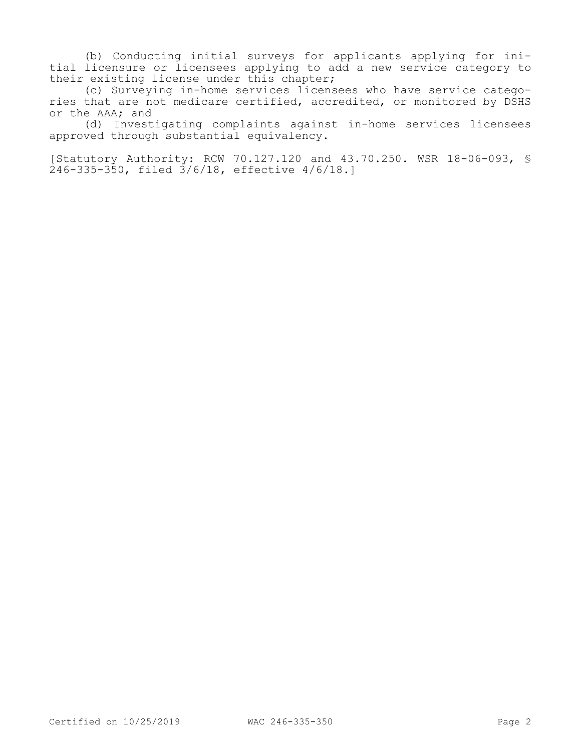(b) Conducting initial surveys for applicants applying for initial licensure or licensees applying to add a new service category to their existing license under this chapter;

(c) Surveying in-home services licensees who have service categories that are not medicare certified, accredited, or monitored by DSHS or the AAA; and

(d) Investigating complaints against in-home services licensees approved through substantial equivalency.

[Statutory Authority: RCW 70.127.120 and 43.70.250. WSR 18-06-093, § 246-335-350, filed 3/6/18, effective 4/6/18.]